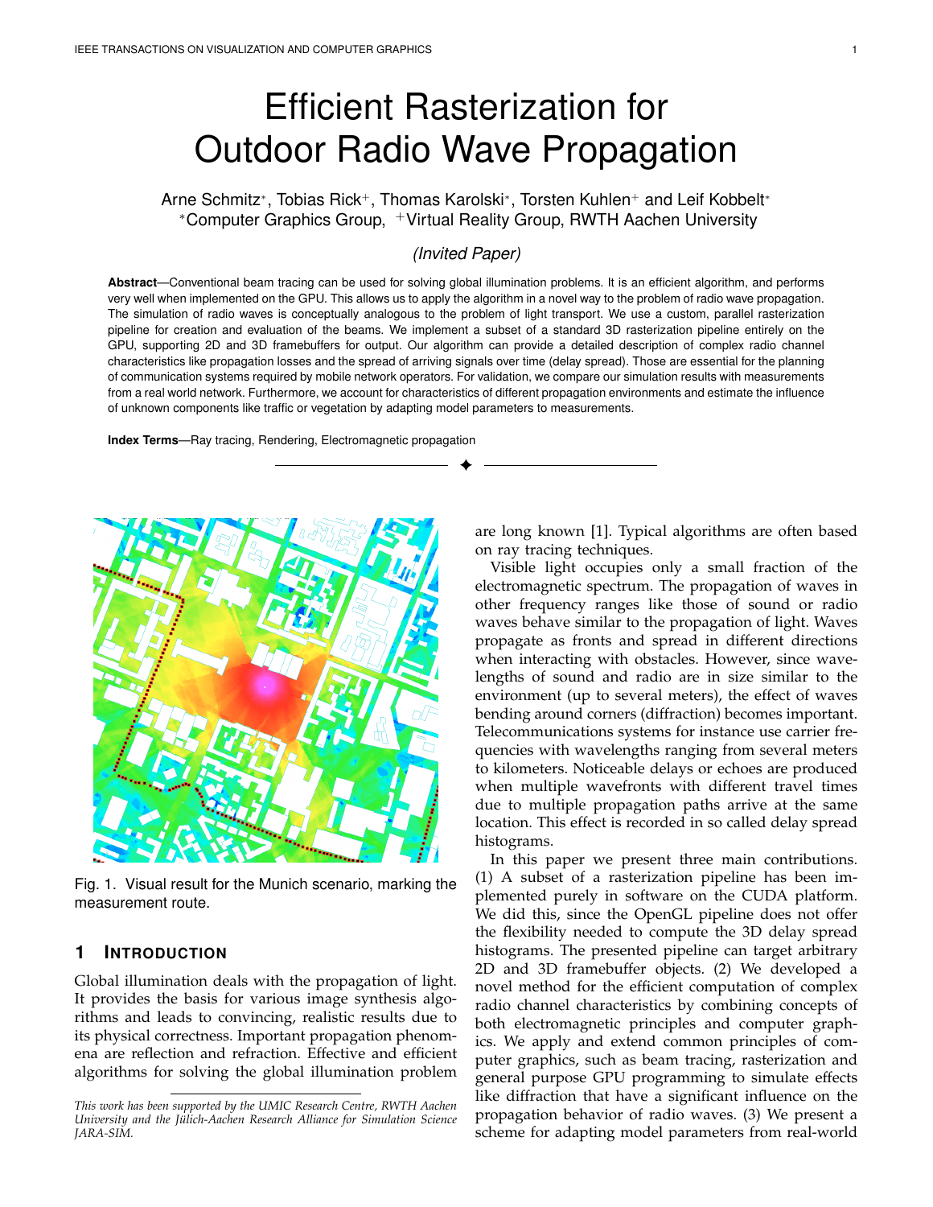# Efficient Rasterization for Outdoor Radio Wave Propagation

Arne Schmitz*, Tobias Rick+, Thomas Karolski*, Torsten Kuhlen+ and Leif Kobbelt*
*Computer Graphics Group, +Virtual Reality Group, RWTH Aachen University

*(Invited Paper)*

**Abstract**—Conventional beam tracing can be used for solving global illumination problems. It is an efficient algorithm, and performs very well when implemented on the GPU. This allows us to apply the algorithm in a novel way to the problem of radio wave propagation. The simulation of radio waves is conceptually analogous to the problem of light transport. We use a custom, parallel rasterization pipeline for creation and evaluation of the beams. We implement a subset of a standard 3D rasterization pipeline entirely on the GPU, supporting 2D and 3D framebuffers for output. Our algorithm can provide a detailed description of complex radio channel characteristics like propagation losses and the spread of arriving signals over time (delay spread). Those are essential for the planning of communication systems required by mobile network operators. For validation, we compare our simulation results with measurements from a real world network. Furthermore, we account for characteristics of different propagation environments and estimate the influence of unknown components like traffic or vegetation by adapting model parameters to measurements.

**Index Terms**—Ray tracing, Rendering, Electromagnetic propagation

Fig. 1. Visual result for the Munich scenario, marking the measurement route.

## 1 Introduction

Global illumination deals with the propagation of light. It provides the basis for various image synthesis algorithms and leads to convincing, realistic results due to its physical correctness. Important propagation phenomena are reflection and refraction. Effective and efficient algorithms for solving the global illumination problem are long known [1]. Typical algorithms are often based on ray tracing techniques.

Visible light occupies only a small fraction of the electromagnetic spectrum. The propagation of waves in other frequency ranges like those of sound or radio waves behave similar to the propagation of light. Waves propagate as fronts and spread in different directions when interacting with obstacles. However, since wavelengths of sound and radio are in size similar to the environment (up to several meters), the effect of waves bending around corners (diffraction) becomes important. Telecommunications systems for instance use carrier frequencies with wavelengths ranging from several meters to kilometers. Noticeable delays or echoes are produced when multiple wavefronts with different travel times due to multiple propagation paths arrive at the same location. This effect is recorded in so called delay spread histograms.

In this paper we present three main contributions. (1) A subset of a rasterization pipeline has been implemented purely in software on the CUDA platform. We did this, since the OpenGL pipeline does not offer the flexibility needed to compute the 3D delay spread histograms. The presented pipeline can target arbitrary 2D and 3D framebuffer objects. (2) We developed a novel method for the efficient computation of complex radio channel characteristics by combining concepts of both electromagnetic principles and computer graphics. We apply and extend common principles of computer graphics, such as beam tracing, rasterization and general purpose GPU programming to simulate effects like diffraction that have a significant influence on the propagation behavior of radio waves. (3) We present a scheme for adapting model parameters from real-world

*This work has been supported by the UMIC Research Centre, RWTH Aachen University and the Jülich-Aachen Research Alliance for Simulation Science JARA-SIM.*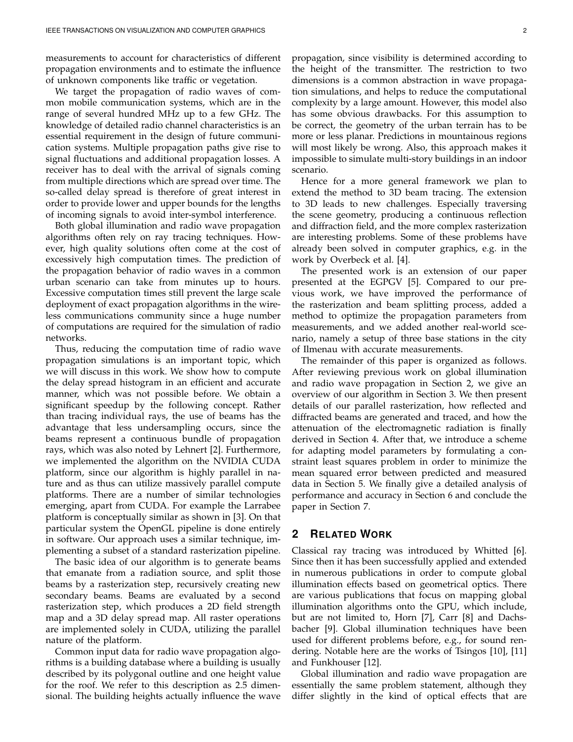measurements to account for characteristics of different propagation environments and to estimate the influence of unknown components like traffic or vegetation.

We target the propagation of radio waves of common mobile communication systems, which are in the range of several hundred MHz up to a few GHz. The knowledge of detailed radio channel characteristics is an essential requirement in the design of future communication systems. Multiple propagation paths give rise to signal fluctuations and additional propagation losses. A receiver has to deal with the arrival of signals coming from multiple directions which are spread over time. The so-called delay spread is therefore of great interest in order to provide lower and upper bounds for the lengths of incoming signals to avoid inter-symbol interference.

Both global illumination and radio wave propagation algorithms often rely on ray tracing techniques. However, high quality solutions often come at the cost of excessively high computation times. The prediction of the propagation behavior of radio waves in a common urban scenario can take from minutes up to hours. Excessive computation times still prevent the large scale deployment of exact propagation algorithms in the wireless communications community since a huge number of computations are required for the simulation of radio networks.

Thus, reducing the computation time of radio wave propagation simulations is an important topic, which we will discuss in this work. We show how to compute the delay spread histogram in an efficient and accurate manner, which was not possible before. We obtain a significant speedup by the following concept. Rather than tracing individual rays, the use of beams has the advantage that less undersampling occurs, since the beams represent a continuous bundle of propagation rays, which was also noted by Lehnert [2]. Furthermore, we implemented the algorithm on the NVIDIA CUDA platform, since our algorithm is highly parallel in nature and as thus can utilize massively parallel compute platforms. There are a number of similar technologies emerging, apart from CUDA. For example the Larrabee platform is conceptually similar as shown in [3]. On that particular system the OpenGL pipeline is done entirely in software. Our approach uses a similar technique, implementing a subset of a standard rasterization pipeline.

The basic idea of our algorithm is to generate beams that emanate from a radiation source, and split those beams by a rasterization step, recursively creating new secondary beams. Beams are evaluated by a second rasterization step, which produces a 2D field strength map and a 3D delay spread map. All raster operations are implemented solely in CUDA, utilizing the parallel nature of the platform.

Common input data for radio wave propagation algorithms is a building database where a building is usually described by its polygonal outline and one height value for the roof. We refer to this description as 2.5 dimensional. The building heights actually influence the wave propagation, since visibility is determined according to the height of the transmitter. The restriction to two dimensions is a common abstraction in wave propagation simulations, and helps to reduce the computational complexity by a large amount. However, this model also has some obvious drawbacks. For this assumption to be correct, the geometry of the urban terrain has to be more or less planar. Predictions in mountainous regions will most likely be wrong. Also, this approach makes it impossible to simulate multi-story buildings in an indoor scenario.

Hence for a more general framework we plan to extend the method to 3D beam tracing. The extension to 3D leads to new challenges. Especially traversing the scene geometry, producing a continuous reflection and diffraction field, and the more complex rasterization are interesting problems. Some of these problems have already been solved in computer graphics, e.g. in the work by Overbeck et al. [4].

The presented work is an extension of our paper presented at the EGPGV [5]. Compared to our previous work, we have improved the performance of the rasterization and beam splitting process, added a method to optimize the propagation parameters from measurements, and we added another real-world scenario, namely a setup of three base stations in the city of Ilmenau with accurate measurements.

The remainder of this paper is organized as follows. After reviewing previous work on global illumination and radio wave propagation in Section 2, we give an overview of our algorithm in Section 3. We then present details of our parallel rasterization, how reflected and diffracted beams are generated and traced, and how the attenuation of the electromagnetic radiation is finally derived in Section 4. After that, we introduce a scheme for adapting model parameters by formulating a constraint least squares problem in order to minimize the mean squared error between predicted and measured data in Section 5. We finally give a detailed analysis of performance and accuracy in Section 6 and conclude the paper in Section 7.

## 2 Related Work

Classical ray tracing was introduced by Whitted [6]. Since then it has been successfully applied and extended in numerous publications in order to compute global illumination effects based on geometrical optics. There are various publications that focus on mapping global illumination algorithms onto the GPU, which include, but are not limited to, Horn [7], Carr [8] and Dachsbacher [9]. Global illumination techniques have been used for different problems before, e.g., for sound rendering. Notable here are the works of Tsingos [10], [11] and Funkhouser [12].

Global illumination and radio wave propagation are essentially the same problem statement, although they differ slightly in the kind of optical effects that are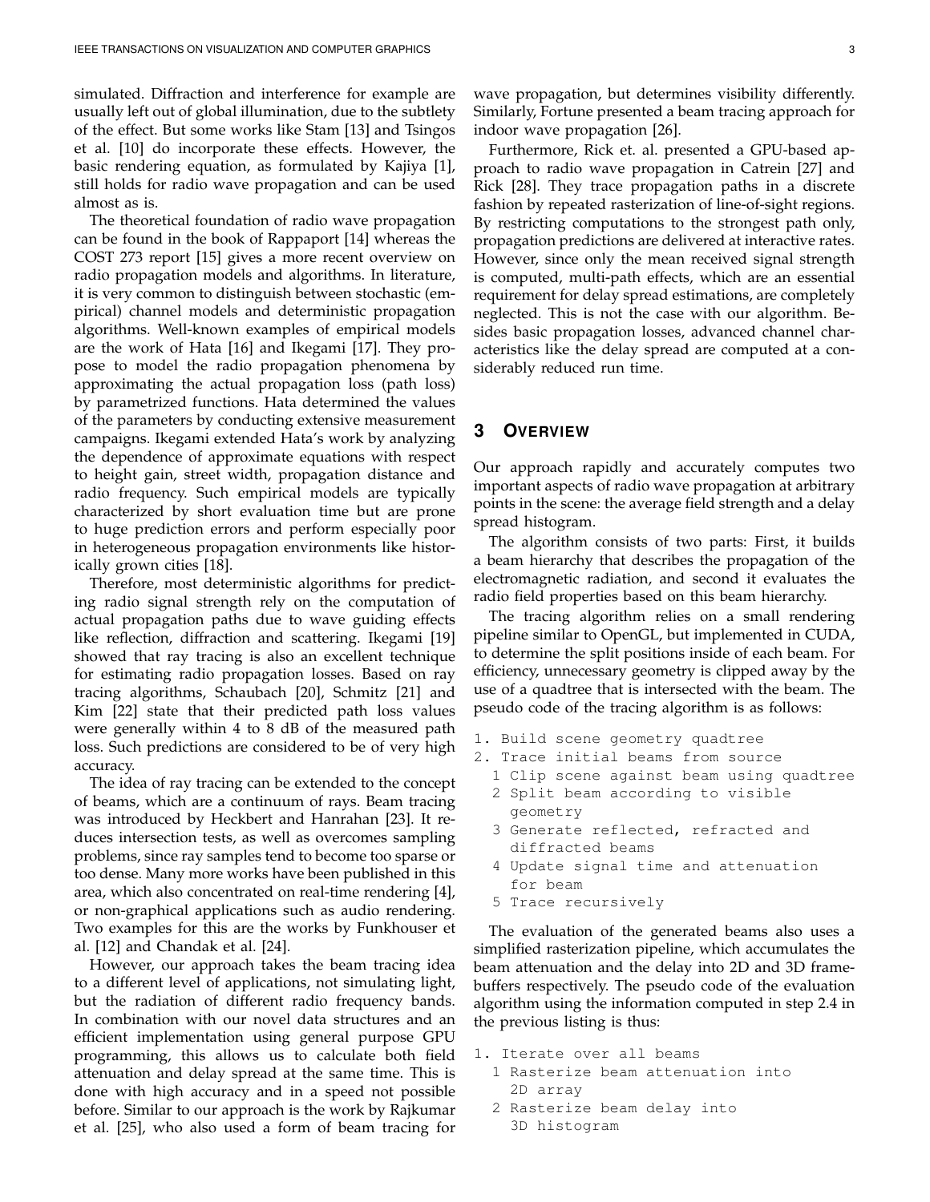simulated. Diffraction and interference for example are usually left out of global illumination, due to the subtlety of the effect. But some works like Stam [13] and Tsingos et al. [10] do incorporate these effects. However, the basic rendering equation, as formulated by Kajiya [1], still holds for radio wave propagation and can be used almost as is.

The theoretical foundation of radio wave propagation can be found in the book of Rappaport [14] whereas the COST 273 report [15] gives a more recent overview on radio propagation models and algorithms. In literature, it is very common to distinguish between stochastic (empirical) channel models and deterministic propagation algorithms. Well-known examples of empirical models are the work of Hata [16] and Ikegami [17]. They propose to model the radio propagation phenomena by approximating the actual propagation loss (path loss) by parametrized functions. Hata determined the values of the parameters by conducting extensive measurement campaigns. Ikegami extended Hata's work by analyzing the dependence of approximate equations with respect to height gain, street width, propagation distance and radio frequency. Such empirical models are typically characterized by short evaluation time but are prone to huge prediction errors and perform especially poor in heterogeneous propagation environments like historically grown cities [18].

Therefore, most deterministic algorithms for predicting radio signal strength rely on the computation of actual propagation paths due to wave guiding effects like reflection, diffraction and scattering. Ikegami [19] showed that ray tracing is also an excellent technique for estimating radio propagation losses. Based on ray tracing algorithms, Schaubach [20], Schmitz [21] and Kim [22] state that their predicted path loss values were generally within 4 to 8 dB of the measured path loss. Such predictions are considered to be of very high accuracy.

The idea of ray tracing can be extended to the concept of beams, which are a continuum of rays. Beam tracing was introduced by Heckbert and Hanrahan [23]. It reduces intersection tests, as well as overcomes sampling problems, since ray samples tend to become too sparse or too dense. Many more works have been published in this area, which also concentrated on real-time rendering [4], or non-graphical applications such as audio rendering. Two examples for this are the works by Funkhouser et al. [12] and Chandak et al. [24].

However, our approach takes the beam tracing idea to a different level of applications, not simulating light, but the radiation of different radio frequency bands. In combination with our novel data structures and an efficient implementation using general purpose GPU programming, this allows us to calculate both field attenuation and delay spread at the same time. This is done with high accuracy and in a speed not possible before. Similar to our approach is the work by Rajkumar et al. [25], who also used a form of beam tracing for wave propagation, but determines visibility differently. Similarly, Fortune presented a beam tracing approach for indoor wave propagation [26].

Furthermore, Rick et. al. presented a GPU-based approach to radio wave propagation in Catrein [27] and Rick [28]. They trace propagation paths in a discrete fashion by repeated rasterization of line-of-sight regions. By restricting computations to the strongest path only, propagation predictions are delivered at interactive rates. However, since only the mean received signal strength is computed, multi-path effects, which are an essential requirement for delay spread estimations, are completely neglected. This is not the case with our algorithm. Besides basic propagation losses, advanced channel characteristics like the delay spread are computed at a considerably reduced run time.

# 3 Overview

Our approach rapidly and accurately computes two important aspects of radio wave propagation at arbitrary points in the scene: the average field strength and a delay spread histogram.

The algorithm consists of two parts: First, it builds a beam hierarchy that describes the propagation of the electromagnetic radiation, and second it evaluates the radio field properties based on this beam hierarchy.

The tracing algorithm relies on a small rendering pipeline similar to OpenGL, but implemented in CUDA, to determine the split positions inside of each beam. For efficiency, unnecessary geometry is clipped away by the use of a quadtree that is intersected with the beam. The pseudo code of the tracing algorithm is as follows:

```
1. Build scene geometry quadtree
2. Trace initial beams from source
  1 Clip scene against beam using quadtree
  2 Split beam according to visible
    geometry
  3 Generate reflected, refracted and
    diffracted beams
  4 Update signal time and attenuation
    for beam
  5 Trace recursively
```

The evaluation of the generated beams also uses a simplified rasterization pipeline, which accumulates the beam attenuation and the delay into 2D and 3D framebuffers respectively. The pseudo code of the evaluation algorithm using the information computed in step 2.4 in the previous listing is thus:

```
1. Iterate over all beams
  1 Rasterize beam attenuation into
    2D array
  2 Rasterize beam delay into
    3D histogram
```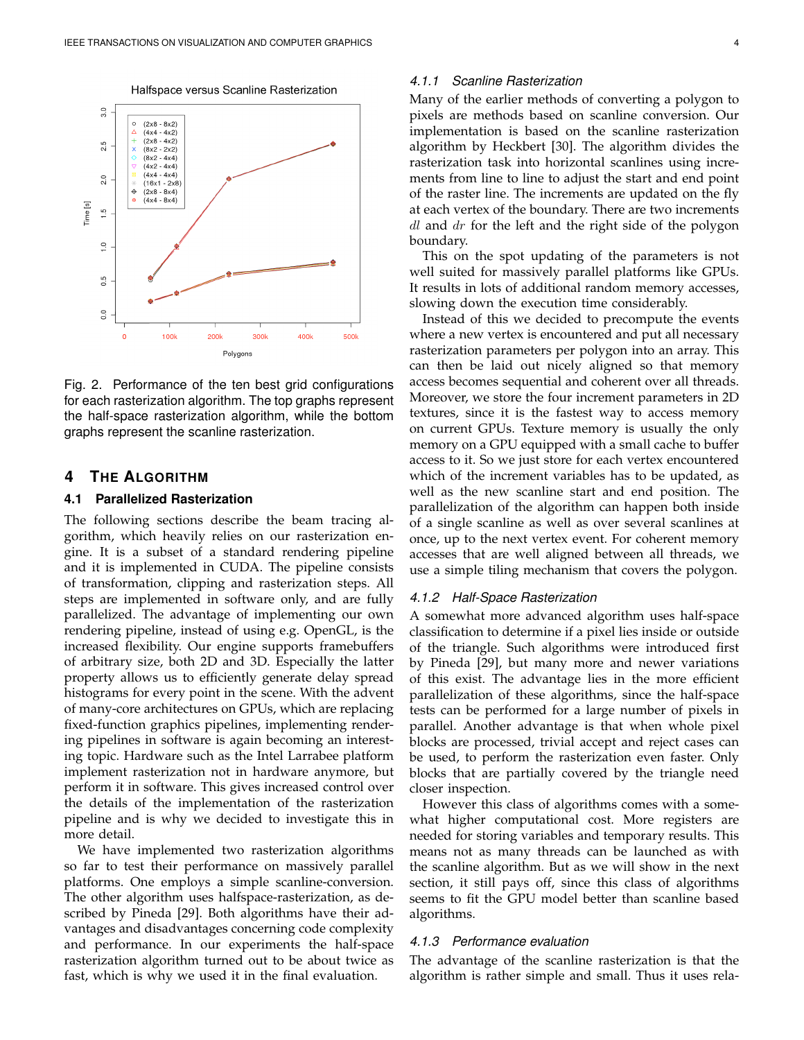Fig. 2. Performance of the ten best grid configurations for each rasterization algorithm. The top graphs represent the half-space rasterization algorithm, while the bottom graphs represent the scanline rasterization.

## 4 The Algorithm

### 4.1 Parallelized Rasterization

The following sections describe the beam tracing algorithm, which heavily relies on our rasterization engine. It is a subset of a standard rendering pipeline and it is implemented in CUDA. The pipeline consists of transformation, clipping and rasterization steps. All steps are implemented in software only, and are fully parallelized. The advantage of implementing our own rendering pipeline, instead of using e.g. OpenGL, is the increased flexibility. Our engine supports framebuffers of arbitrary size, both 2D and 3D. Especially the latter property allows us to efficiently generate delay spread histograms for every point in the scene. With the advent of many-core architectures on GPUs, which are replacing fixed-function graphics pipelines, implementing rendering pipelines in software is again becoming an interesting topic. Hardware such as the Intel Larrabee platform implement rasterization not in hardware anymore, but perform it in software. This gives increased control over the details of the implementation of the rasterization pipeline and is why we decided to investigate this in more detail.

We have implemented two rasterization algorithms so far to test their performance on massively parallel platforms. One employs a simple scanline-conversion. The other algorithm uses halfspace-rasterization, as described by Pineda [29]. Both algorithms have their advantages and disadvantages concerning code complexity and performance. In our experiments the half-space rasterization algorithm turned out to be about twice as fast, which is why we used it in the final evaluation.

#### 4.1.1 *Scanline Rasterization*

Many of the earlier methods of converting a polygon to pixels are methods based on scanline conversion. Our implementation is based on the scanline rasterization algorithm by Heckbert [30]. The algorithm divides the rasterization task into horizontal scanlines using increments from line to line to adjust the start and end point of the raster line. The increments are updated on the fly at each vertex of the boundary. There are two increments $dl$ and $dr$ for the left and the right side of the polygon boundary.

This on the spot updating of the parameters is not well suited for massively parallel platforms like GPUs. It results in lots of additional random memory accesses, slowing down the execution time considerably.

Instead of this we decided to precompute the events where a new vertex is encountered and put all necessary rasterization parameters per polygon into an array. This can then be laid out nicely aligned so that memory access becomes sequential and coherent over all threads. Moreover, we store the four increment parameters in 2D textures, since it is the fastest way to access memory on current GPUs. Texture memory is usually the only memory on a GPU equipped with a small cache to buffer access to it. So we just store for each vertex encountered which of the increment variables has to be updated, as well as the new scanline start and end position. The parallelization of the algorithm can happen both inside of a single scanline as well as over several scanlines at once, up to the next vertex event. For coherent memory accesses that are well aligned between all threads, we use a simple tiling mechanism that covers the polygon.

#### 4.1.2 *Half-Space Rasterization*

A somewhat more advanced algorithm uses half-space classification to determine if a pixel lies inside or outside of the triangle. Such algorithms were introduced first by Pineda [29], but many more and newer variations of this exist. The advantage lies in the more efficient parallelization of these algorithms, since the half-space tests can be performed for a large number of pixels in parallel. Another advantage is that when whole pixel blocks are processed, trivial accept and reject cases can be used, to perform the rasterization even faster. Only blocks that are partially covered by the triangle need closer inspection.

However this class of algorithms comes with a somewhat higher computational cost. More registers are needed for storing variables and temporary results. This means not as many threads can be launched as with the scanline algorithm. But as we will show in the next section, it still pays off, since this class of algorithms seems to fit the GPU model better than scanline based algorithms.

#### 4.1.3 *Performance evaluation*

The advantage of the scanline rasterization is that the algorithm is rather simple and small. Thus it uses rela-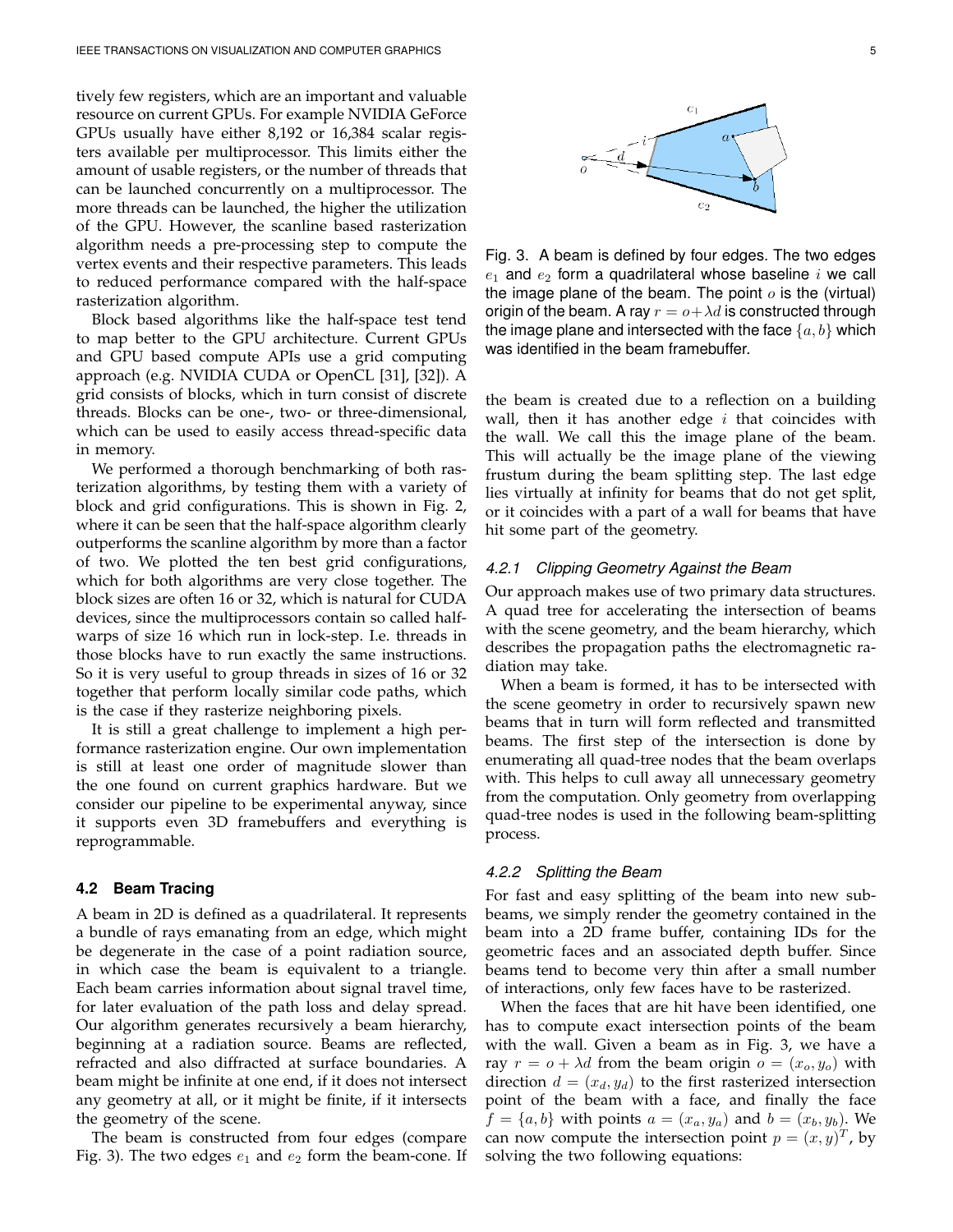tively few registers, which are an important and valuable resource on current GPUs. For example NVIDIA GeForce GPUs usually have either 8,192 or 16,384 scalar registers available per multiprocessor. This limits either the amount of usable registers, or the number of threads that can be launched concurrently on a multiprocessor. The more threads can be launched, the higher the utilization of the GPU. However, the scanline based rasterization algorithm needs a pre-processing step to compute the vertex events and their respective parameters. This leads to reduced performance compared with the half-space rasterization algorithm.

Block based algorithms like the half-space test tend to map better to the GPU architecture. Current GPUs and GPU based compute APIs use a grid computing approach (e.g. NVIDIA CUDA or OpenCL [31], [32]). A grid consists of blocks, which in turn consist of discrete threads. Blocks can be one-, two- or three-dimensional, which can be used to easily access thread-specific data in memory.

We performed a thorough benchmarking of both rasterization algorithms, by testing them with a variety of block and grid configurations. This is shown in Fig. 2, where it can be seen that the half-space algorithm clearly outperforms the scanline algorithm by more than a factor of two. We plotted the ten best grid configurations, which for both algorithms are very close together. The block sizes are often 16 or 32, which is natural for CUDA devices, since the multiprocessors contain so called half-warps of size 16 which run in lock-step. I.e. threads in those blocks have to run exactly the same instructions. So it is very useful to group threads in sizes of 16 or 32 together that perform locally similar code paths, which is the case if they rasterize neighboring pixels.

It is still a great challenge to implement a high performance rasterization engine. Our own implementation is still at least one order of magnitude slower than the one found on current graphics hardware. But we consider our pipeline to be experimental anyway, since it supports even 3D framebuffers and everything is reprogrammable.

### 4.2 Beam Tracing

A beam in 2D is defined as a quadrilateral. It represents a bundle of rays emanating from an edge, which might be degenerate in the case of a point radiation source, in which case the beam is equivalent to a triangle. Each beam carries information about signal travel time, for later evaluation of the path loss and delay spread. Our algorithm generates recursively a beam hierarchy, beginning at a radiation source. Beams are reflected, refracted and also diffracted at surface boundaries. A beam might be infinite at one end, if it does not intersect any geometry at all, or it might be finite, if it intersects the geometry of the scene.

The beam is constructed from four edges (compare Fig. 3). The two edges $e_1$ and $e_2$ form the beam-cone. If the beam is created due to a reflection on a building wall, then it has another edge $i$ that coincides with the wall. We call this the image plane of the beam. This will actually be the image plane of the viewing frustum during the beam splitting step. The last edge lies virtually at infinity for beams that do not get split, or it coincides with a part of a wall for beams that have hit some part of the geometry.

Fig. 3. A beam is defined by four edges. The two edges $e_1$ and $e_2$ form a quadrilateral whose baseline $i$ we call the image plane of the beam. The point $o$ is the (virtual) origin of the beam. A ray $r = o + \lambda d$ is constructed through the image plane and intersected with the face $\{a, b\}$ which was identified in the beam framebuffer.

#### 4.2.1 Clipping Geometry Against the Beam

Our approach makes use of two primary data structures. A quad tree for accelerating the intersection of beams with the scene geometry, and the beam hierarchy, which describes the propagation paths the electromagnetic radiation may take.

When a beam is formed, it has to be intersected with the scene geometry in order to recursively spawn new beams that in turn will form reflected and transmitted beams. The first step of the intersection is done by enumerating all quad-tree nodes that the beam overlaps with. This helps to cull away all unnecessary geometry from the computation. Only geometry from overlapping quad-tree nodes is used in the following beam-splitting process.

#### 4.2.2 Splitting the Beam

For fast and easy splitting of the beam into new sub-beams, we simply render the geometry contained in the beam into a 2D frame buffer, containing IDs for the geometric faces and an associated depth buffer. Since beams tend to become very thin after a small number of interactions, only few faces have to be rasterized.

When the faces that are hit have been identified, one has to compute exact intersection points of the beam with the wall. Given a beam as in Fig. 3, we have a ray $r = o + \lambda d$ from the beam origin $o = (x_o, y_o)$ with direction $d = (x_d, y_d)$ to the first rasterized intersection point of the beam with a face, and finally the face $f = \{a, b\}$ with points $a = (x_a, y_a)$ and $b = (x_b, y_b)$. We can now compute the intersection point $p = (x, y)^T$, by solving the two following equations: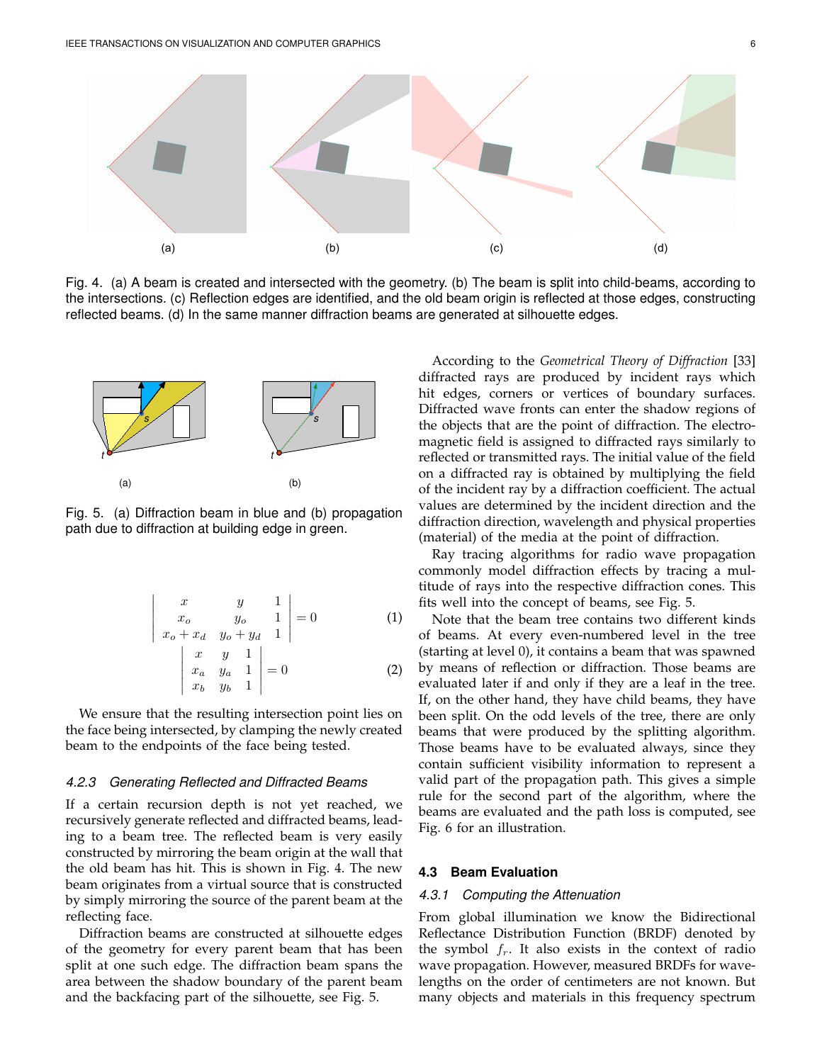Fig. 4. (a) A beam is created and intersected with the geometry. (b) The beam is split into child-beams, according to the intersections. (c) Reflection edges are identified, and the old beam origin is reflected at those edges, constructing reflected beams. (d) In the same manner diffraction beams are generated at silhouette edges.

Fig. 5. (a) Diffraction beam in blue and (b) propagation path due to diffraction at building edge in green.

$$\begin{vmatrix} x & y & 1 \\ x_o & y_o & 1 \\ x_o + x_d & y_o + y_d & 1 \end{vmatrix} = 0 \tag{1}$$

$$\begin{vmatrix} x & y & 1 \\ x_a & y_a & 1 \\ x_b & y_b & 1 \end{vmatrix} = 0 \tag{2}$$

We ensure that the resulting intersection point lies on the face being intersected, by clamping the newly created beam to the endpoints of the face being tested.

#### 4.2.3 Generating Reflected and Diffracted Beams

If a certain recursion depth is not yet reached, we recursively generate reflected and diffracted beams, leading to a beam tree. The reflected beam is very easily constructed by mirroring the beam origin at the wall that the old beam has hit. This is shown in Fig. 4. The new beam originates from a virtual source that is constructed by simply mirroring the source of the parent beam at the reflecting face.

Diffraction beams are constructed at silhouette edges of the geometry for every parent beam that has been split at one such edge. The diffraction beam spans the area between the shadow boundary of the parent beam and the backfacing part of the silhouette, see Fig. 5.

According to the *Geometrical Theory of Diffraction* [33] diffracted rays are produced by incident rays which hit edges, corners or vertices of boundary surfaces. Diffracted wave fronts can enter the shadow regions of the objects that are the point of diffraction. The electromagnetic field is assigned to diffracted rays similarly to reflected or transmitted rays. The initial value of the field on a diffracted ray is obtained by multiplying the field of the incident ray by a diffraction coefficient. The actual values are determined by the incident direction and the diffraction direction, wavelength and physical properties (material) of the media at the point of diffraction.

Ray tracing algorithms for radio wave propagation commonly model diffraction effects by tracing a multitude of rays into the respective diffraction cones. This fits well into the concept of beams, see Fig. 5.

Note that the beam tree contains two different kinds of beams. At every even-numbered level in the tree (starting at level 0), it contains a beam that was spawned by means of reflection or diffraction. Those beams are evaluated later if and only if they are a leaf in the tree. If, on the other hand, they have child beams, they have been split. On the odd levels of the tree, there are only beams that were produced by the splitting algorithm. Those beams have to be evaluated always, since they contain sufficient visibility information to represent a valid part of the propagation path. This gives a simple rule for the second part of the algorithm, where the beams are evaluated and the path loss is computed, see Fig. 6 for an illustration.

### 4.3 Beam Evaluation

#### 4.3.1 Computing the Attenuation

From global illumination we know the Bidirectional Reflectance Distribution Function (BRDF) denoted by the symbol $f_r$. It also exists in the context of radio wave propagation. However, measured BRDFs for wavelengths on the order of centimeters are not known. But many objects and materials in this frequency spectrum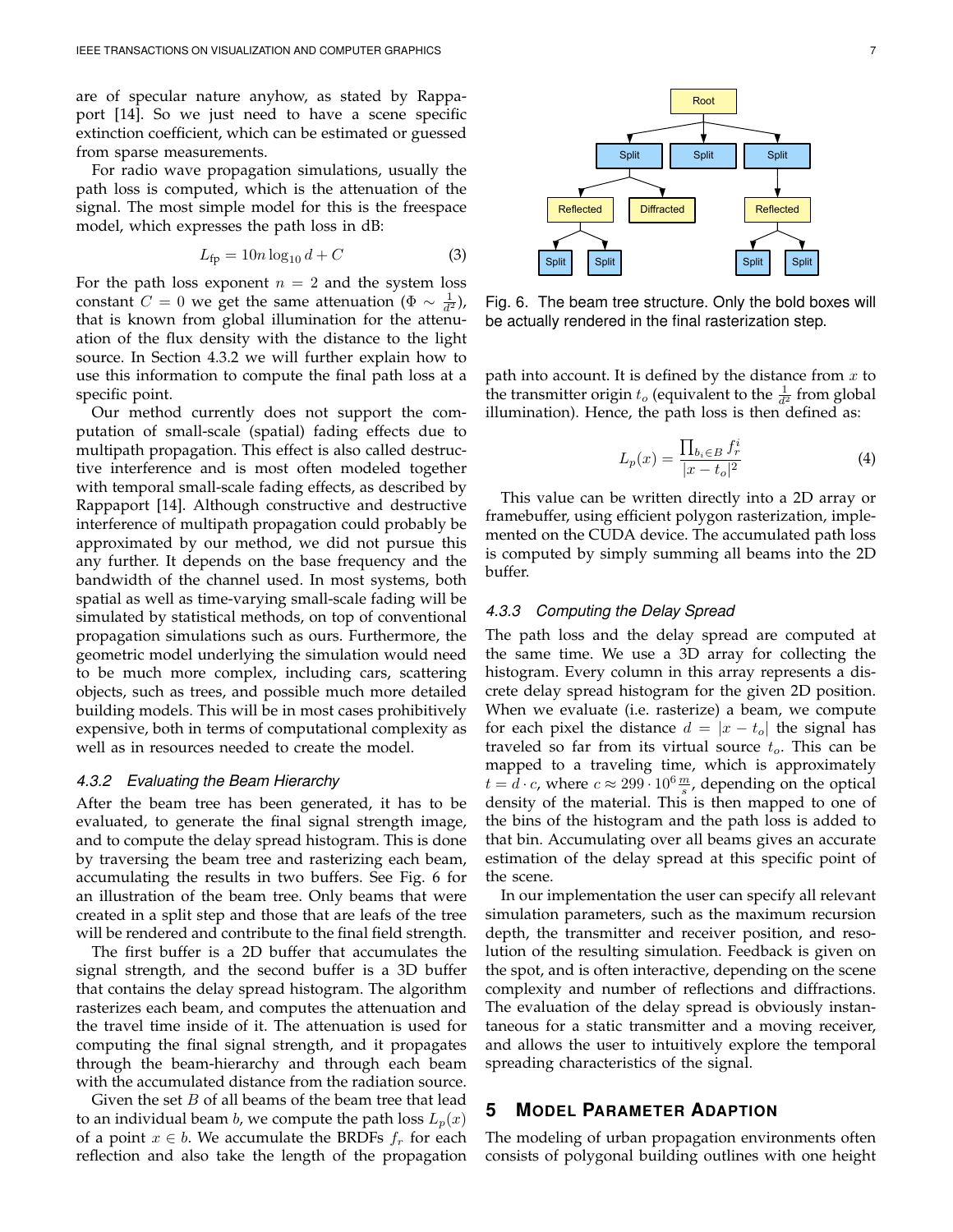are of specular nature anyhow, as stated by Rappaport [14]. So we just need to have a scene specific extinction coefficient, which can be estimated or guessed from sparse measurements.

For radio wave propagation simulations, usually the path loss is computed, which is the attenuation of the signal. The most simple model for this is the freespace model, which expresses the path loss in dB:

$$L_{\text{fp}} = 10n \log_{10} d + C \tag{3}$$

For the path loss exponent $n = 2$ and the system loss constant $C = 0$ we get the same attenuation ($\Phi \sim \frac{1}{d^2}$), that is known from global illumination for the attenuation of the flux density with the distance to the light source. In Section 4.3.2 we will further explain how to use this information to compute the final path loss at a specific point.

Our method currently does not support the computation of small-scale (spatial) fading effects due to multipath propagation. This effect is also called destructive interference and is most often modeled together with temporal small-scale fading effects, as described by Rappaport [14]. Although constructive and destructive interference of multipath propagation could probably be approximated by our method, we did not pursue this any further. It depends on the base frequency and the bandwidth of the channel used. In most systems, both spatial as well as time-varying small-scale fading will be simulated by statistical methods, on top of conventional propagation simulations such as ours. Furthermore, the geometric model underlying the simulation would need to be much more complex, including cars, scattering objects, such as trees, and possible much more detailed building models. This will be in most cases prohibitively expensive, both in terms of computational complexity as well as in resources needed to create the model.

### 4.3.2 Evaluating the Beam Hierarchy

After the beam tree has been generated, it has to be evaluated, to generate the final signal strength image, and to compute the delay spread histogram. This is done by traversing the beam tree and rasterizing each beam, accumulating the results in two buffers. See Fig. 6 for an illustration of the beam tree. Only beams that were created in a split step and those that are leafs of the tree will be rendered and contribute to the final field strength.

The first buffer is a 2D buffer that accumulates the signal strength, and the second buffer is a 3D buffer that contains the delay spread histogram. The algorithm rasterizes each beam, and computes the attenuation and the travel time inside of it. The attenuation is used for computing the final signal strength, and it propagates through the beam-hierarchy and through each beam with the accumulated distance from the radiation source.

Given the set $B$ of all beams of the beam tree that lead to an individual beam $b$, we compute the path loss $L_p(x)$ of a point $x \in b$. We accumulate the BRDFs $f_r$ for each reflection and also take the length of the propagation

Fig. 6. The beam tree structure. Only the bold boxes will be actually rendered in the final rasterization step.

path into account. It is defined by the distance from $x$ to the transmitter origin $t_o$ (equivalent to the $\frac{1}{d^2}$ from global illumination). Hence, the path loss is then defined as:

$$L_p(x) = \frac{\prod_{b_i \in B} f_r^i}{|x - t_o|^2} \tag{4}$$

This value can be written directly into a 2D array or framebuffer, using efficient polygon rasterization, implemented on the CUDA device. The accumulated path loss is computed by simply summing all beams into the 2D buffer.

### 4.3.3 Computing the Delay Spread

The path loss and the delay spread are computed at the same time. We use a 3D array for collecting the histogram. Every column in this array represents a discrete delay spread histogram for the given 2D position. When we evaluate (i.e. rasterize) a beam, we compute for each pixel the distance $d = |x - t_o|$ the signal has traveled so far from its virtual source $t_o$. This can be mapped to a traveling time, which is approximately $t = d \cdot c$, where $c \approx 299 \cdot 10^6 \frac{m}{s}$, depending on the optical density of the material. This is then mapped to one of the bins of the histogram and the path loss is added to that bin. Accumulating over all beams gives an accurate estimation of the delay spread at this specific point of the scene.

In our implementation the user can specify all relevant simulation parameters, such as the maximum recursion depth, the transmitter and receiver position, and resolution of the resulting simulation. Feedback is given on the spot, and is often interactive, depending on the scene complexity and number of reflections and diffractions. The evaluation of the delay spread is obviously instantaneous for a static transmitter and a moving receiver, and allows the user to intuitively explore the temporal spreading characteristics of the signal.

## 5 Model Parameter Adaption

The modeling of urban propagation environments often consists of polygonal building outlines with one height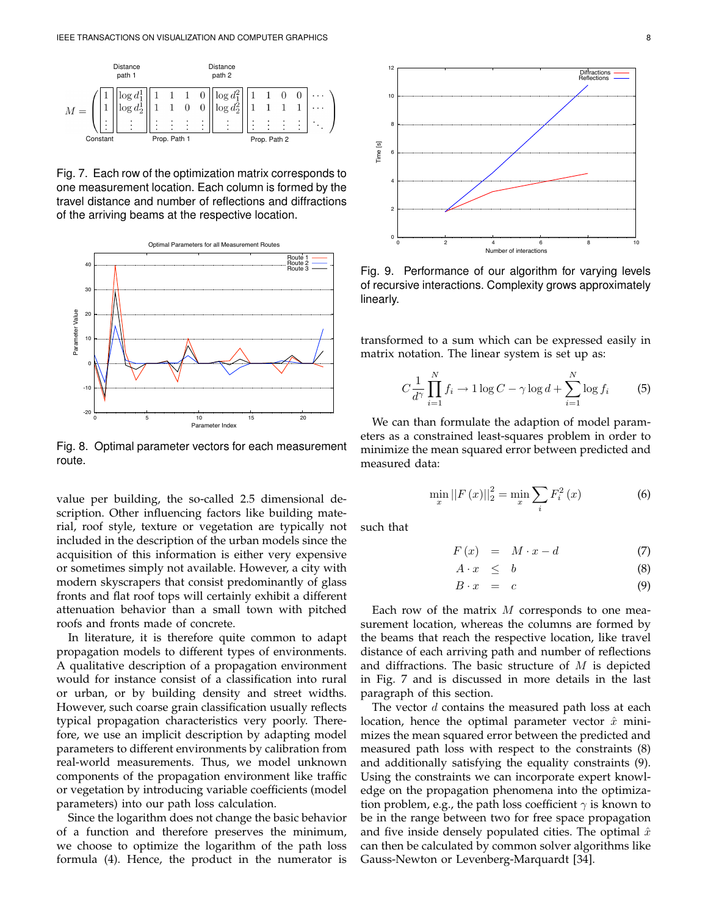$$M = \left( \boxed{\begin{matrix} 1 \\ 1 \\ \vdots \end{matrix}} \boxed{\begin{matrix} \log d_1^1 \\ \log d_2^1 \\ \vdots \end{matrix}} \boxed{\begin{matrix} 1 & 1 & 1 & 0 \\ 1 & 1 & 0 & 0 \\ \vdots & \vdots & \vdots & \vdots \end{matrix}} \boxed{\begin{matrix} \log d_1^2 \\ \log d_2^2 \\ \vdots \end{matrix}} \boxed{\begin{matrix} 1 & 1 & 0 & 0 \\ 1 & 1 & 1 & 1 \\ \vdots & \vdots & \vdots & \vdots \end{matrix}} \begin{matrix} \cdots \\ \cdots \\ \ddots \end{matrix} \right)$$

Constant — Distance path 1 — Prop. Path 1 — Distance path 2 — Prop. Path 2

Fig. 7. Each row of the optimization matrix corresponds to one measurement location. Each column is formed by the travel distance and number of reflections and diffractions of the arriving beams at the respective location.

Fig. 8. Optimal parameter vectors for each measurement route.

value per building, the so-called 2.5 dimensional description. Other influencing factors like building material, roof style, texture or vegetation are typically not included in the description of the urban models since the acquisition of this information is either very expensive or sometimes simply not available. However, a city with modern skyscrapers that consist predominantly of glass fronts and flat roof tops will certainly exhibit a different attenuation behavior than a small town with pitched roofs and fronts made of concrete.

In literature, it is therefore quite common to adapt propagation models to different types of environments. A qualitative description of a propagation environment would for instance consist of a classification into rural or urban, or by building density and street widths. However, such coarse grain classification usually reflects typical propagation characteristics very poorly. Therefore, we use an implicit description by adapting model parameters to different environments by calibration from real-world measurements. Thus, we model unknown components of the propagation environment like traffic or vegetation by introducing variable coefficients (model parameters) into our path loss calculation.

Since the logarithm does not change the basic behavior of a function and therefore preserves the minimum, we choose to optimize the logarithm of the path loss formula (4). Hence, the product in the numerator is

Fig. 9. Performance of our algorithm for varying levels of recursive interactions. Complexity grows approximately linearly.

transformed to a sum which can be expressed easily in matrix notation. The linear system is set up as:

$$C \frac{1}{d^\gamma} \prod_{i=1}^{N} f_i \rightarrow 1 \log C - \gamma \log d + \sum_{i=1}^{N} \log f_i \tag{5}$$

We can than formulate the adaption of model parameters as a constrained least-squares problem in order to minimize the mean squared error between predicted and measured data:

$$\min_x \|F(x)\|_2^2 = \min_x \sum_i F_i^2(x) \tag{6}$$

such that

$$F(x) = M \cdot x - d \tag{7}$$

$$A \cdot x \leq b \tag{8}$$

$$B \cdot x = c \tag{9}$$

Each row of the matrix $M$ corresponds to one measurement location, whereas the columns are formed by the beams that reach the respective location, like travel distance of each arriving path and number of reflections and diffractions. The basic structure of $M$ is depicted in Fig. 7 and is discussed in more details in the last paragraph of this section.

The vector $d$ contains the measured path loss at each location, hence the optimal parameter vector $\hat{x}$ minimizes the mean squared error between the predicted and measured path loss with respect to the constraints (8) and additionally satisfying the equality constraints (9). Using the constraints we can incorporate expert knowledge on the propagation phenomena into the optimization problem, e.g., the path loss coefficient $\gamma$ is known to be in the range between two for free space propagation and five inside densely populated cities. The optimal $\hat{x}$ can then be calculated by common solver algorithms like Gauss-Newton or Levenberg-Marquardt [34].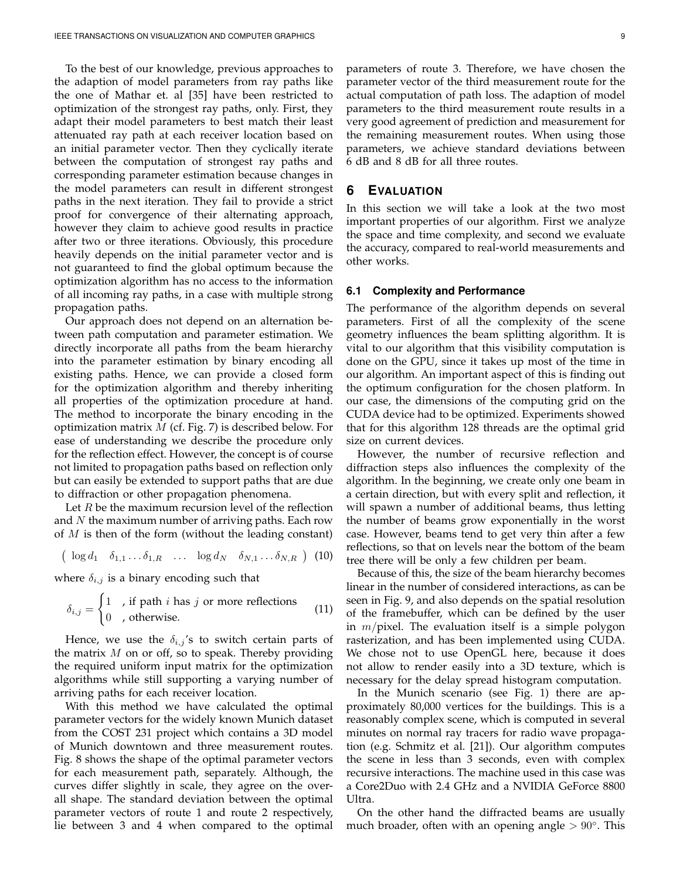To the best of our knowledge, previous approaches to the adaption of model parameters from ray paths like the one of Mathar et. al [35] have been restricted to optimization of the strongest ray paths, only. First, they adapt their model parameters to best match their least attenuated ray path at each receiver location based on an initial parameter vector. Then they cyclically iterate between the computation of strongest ray paths and corresponding parameter estimation because changes in the model parameters can result in different strongest paths in the next iteration. They fail to provide a strict proof for convergence of their alternating approach, however they claim to achieve good results in practice after two or three iterations. Obviously, this procedure heavily depends on the initial parameter vector and is not guaranteed to find the global optimum because the optimization algorithm has no access to the information of all incoming ray paths, in a case with multiple strong propagation paths.

Our approach does not depend on an alternation between path computation and parameter estimation. We directly incorporate all paths from the beam hierarchy into the parameter estimation by binary encoding all existing paths. Hence, we can provide a closed form for the optimization algorithm and thereby inheriting all properties of the optimization procedure at hand. The method to incorporate the binary encoding in the optimization matrix $M$ (cf. Fig. 7) is described below. For ease of understanding we describe the procedure only for the reflection effect. However, the concept is of course not limited to propagation paths based on reflection only but can easily be extended to support paths that are due to diffraction or other propagation phenomena.

Let $R$ be the maximum recursion level of the reflection and $N$ the maximum number of arriving paths. Each row of $M$ is then of the form (without the leading constant)

$$\begin{pmatrix} \log d_1 & \delta_{1,1} \ldots \delta_{1,R} & \ldots & \log d_N & \delta_{N,1} \ldots \delta_{N,R} \end{pmatrix} \quad (10)$$

where $\delta_{i,j}$ is a binary encoding such that

$$\delta_{i,j} = \begin{cases} 1 & \text{, if path } i \text{ has } j \text{ or more reflections} \\ 0 & \text{, otherwise.} \end{cases} \quad (11)$$

Hence, we use the $\delta_{i,j}$'s to switch certain parts of the matrix $M$ on or off, so to speak. Thereby providing the required uniform input matrix for the optimization algorithms while still supporting a varying number of arriving paths for each receiver location.

With this method we have calculated the optimal parameter vectors for the widely known Munich dataset from the COST 231 project which contains a 3D model of Munich downtown and three measurement routes. Fig. 8 shows the shape of the optimal parameter vectors for each measurement path, separately. Although, the curves differ slightly in scale, they agree on the overall shape. The standard deviation between the optimal parameter vectors of route 1 and route 2 respectively, lie between 3 and 4 when compared to the optimal parameters of route 3. Therefore, we have chosen the parameter vector of the third measurement route for the actual computation of path loss. The adaption of model parameters to the third measurement route results in a very good agreement of prediction and measurement for the remaining measurement routes. When using those parameters, we achieve standard deviations between 6 dB and 8 dB for all three routes.

# 6 Evaluation

In this section we will take a look at the two most important properties of our algorithm. First we analyze the space and time complexity, and second we evaluate the accuracy, compared to real-world measurements and other works.

## 6.1 Complexity and Performance

The performance of the algorithm depends on several parameters. First of all the complexity of the scene geometry influences the beam splitting algorithm. It is vital to our algorithm that this visibility computation is done on the GPU, since it takes up most of the time in our algorithm. An important aspect of this is finding out the optimum configuration for the chosen platform. In our case, the dimensions of the computing grid on the CUDA device had to be optimized. Experiments showed that for this algorithm 128 threads are the optimal grid size on current devices.

However, the number of recursive reflection and diffraction steps also influences the complexity of the algorithm. In the beginning, we create only one beam in a certain direction, but with every split and reflection, it will spawn a number of additional beams, thus letting the number of beams grow exponentially in the worst case. However, beams tend to get very thin after a few reflections, so that on levels near the bottom of the beam tree there will be only a few children per beam.

Because of this, the size of the beam hierarchy becomes linear in the number of considered interactions, as can be seen in Fig. 9, and also depends on the spatial resolution of the framebuffer, which can be defined by the user in $m$/pixel. The evaluation itself is a simple polygon rasterization, and has been implemented using CUDA. We chose not to use OpenGL here, because it does not allow to render easily into a 3D texture, which is necessary for the delay spread histogram computation.

In the Munich scenario (see Fig. 1) there are approximately 80,000 vertices for the buildings. This is a reasonably complex scene, which is computed in several minutes on normal ray tracers for radio wave propagation (e.g. Schmitz et al. [21]). Our algorithm computes the scene in less than 3 seconds, even with complex recursive interactions. The machine used in this case was a Core2Duo with 2.4 GHz and a NVIDIA GeForce 8800 Ultra.

On the other hand the diffracted beams are usually much broader, often with an opening angle $> 90°$. This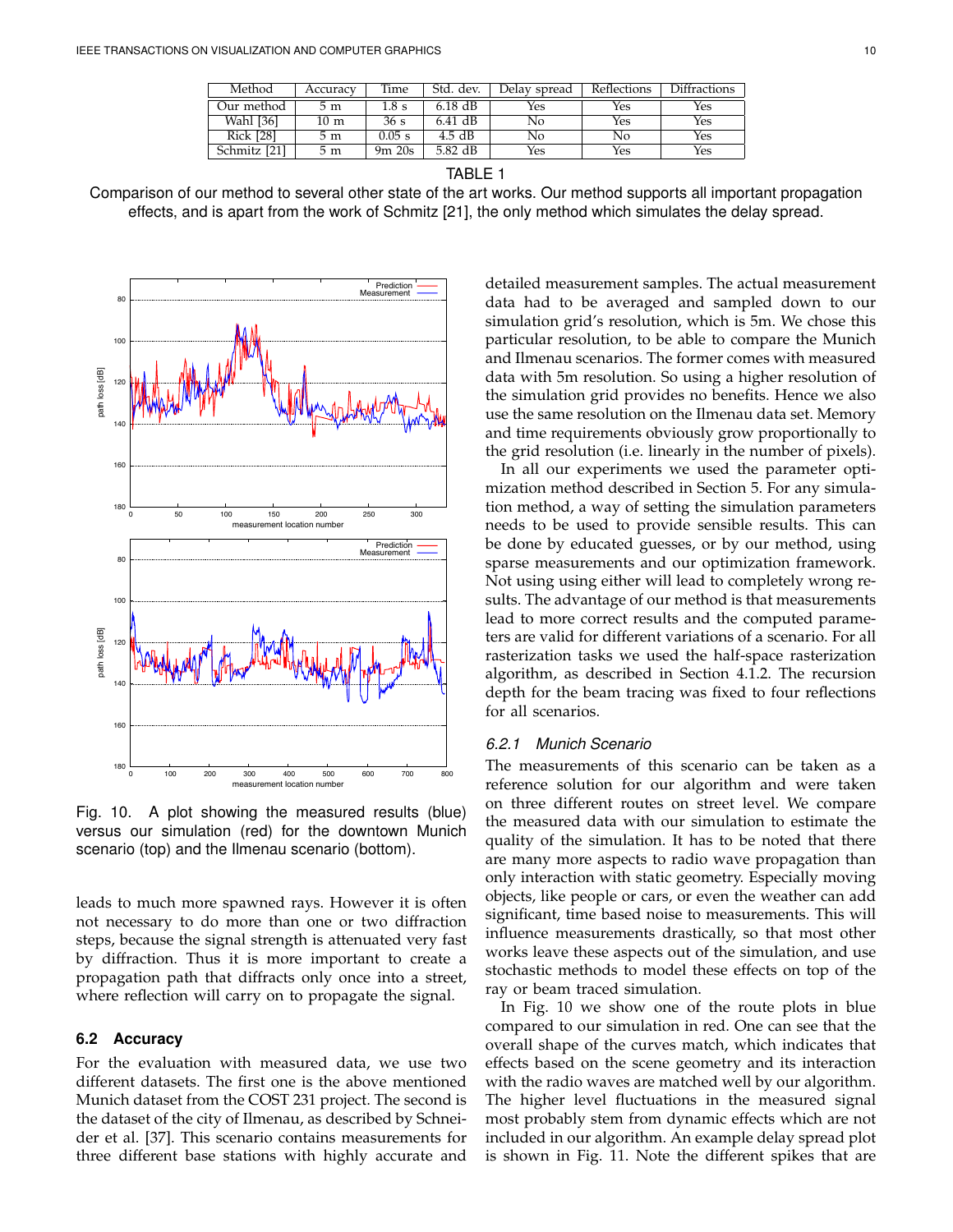| Method | Accuracy | Time | Std. dev. | Delay spread | Reflections | Diffractions |
|---|---|---|---|---|---|---|
| Our method | 5 m | 1.8 s | 6.18 dB | Yes | Yes | Yes |
| Wahl [36] | 10 m | 36 s | 6.41 dB | No | Yes | Yes |
| Rick [28] | 5 m | 0.05 s | 4.5 dB | No | No | Yes |
| Schmitz [21] | 5 m | 9m 20s | 5.82 dB | Yes | Yes | Yes |

TABLE 1

Comparison of our method to several other state of the art works. Our method supports all important propagation effects, and is apart from the work of Schmitz [21], the only method which simulates the delay spread.

Fig. 10. A plot showing the measured results (blue) versus our simulation (red) for the downtown Munich scenario (top) and the Ilmenau scenario (bottom).

leads to much more spawned rays. However it is often not necessary to do more than one or two diffraction steps, because the signal strength is attenuated very fast by diffraction. Thus it is more important to create a propagation path that diffracts only once into a street, where reflection will carry on to propagate the signal.

### 6.2 Accuracy

For the evaluation with measured data, we use two different datasets. The first one is the above mentioned Munich dataset from the COST 231 project. The second is the dataset of the city of Ilmenau, as described by Schneider et al. [37]. This scenario contains measurements for three different base stations with highly accurate and detailed measurement samples. The actual measurement data had to be averaged and sampled down to our simulation grid's resolution, which is 5m. We chose this particular resolution, to be able to compare the Munich and Ilmenau scenarios. The former comes with measured data with 5m resolution. So using a higher resolution of the simulation grid provides no benefits. Hence we also use the same resolution on the Ilmenau data set. Memory and time requirements obviously grow proportionally to the grid resolution (i.e. linearly in the number of pixels).

In all our experiments we used the parameter optimization method described in Section 5. For any simulation method, a way of setting the simulation parameters needs to be used to provide sensible results. This can be done by educated guesses, or by our method, using sparse measurements and our optimization framework. Not using using either will lead to completely wrong results. The advantage of our method is that measurements lead to more correct results and the computed parameters are valid for different variations of a scenario. For all rasterization tasks we used the half-space rasterization algorithm, as described in Section 4.1.2. The recursion depth for the beam tracing was fixed to four reflections for all scenarios.

#### 6.2.1 Munich Scenario

The measurements of this scenario can be taken as a reference solution for our algorithm and were taken on three different routes on street level. We compare the measured data with our simulation to estimate the quality of the simulation. It has to be noted that there are many more aspects to radio wave propagation than only interaction with static geometry. Especially moving objects, like people or cars, or even the weather can add significant, time based noise to measurements. This will influence measurements drastically, so that most other works leave these aspects out of the simulation, and use stochastic methods to model these effects on top of the ray or beam traced simulation.

In Fig. 10 we show one of the route plots in blue compared to our simulation in red. One can see that the overall shape of the curves match, which indicates that effects based on the scene geometry and its interaction with the radio waves are matched well by our algorithm. The higher level fluctuations in the measured signal most probably stem from dynamic effects which are not included in our algorithm. An example delay spread plot is shown in Fig. 11. Note the different spikes that are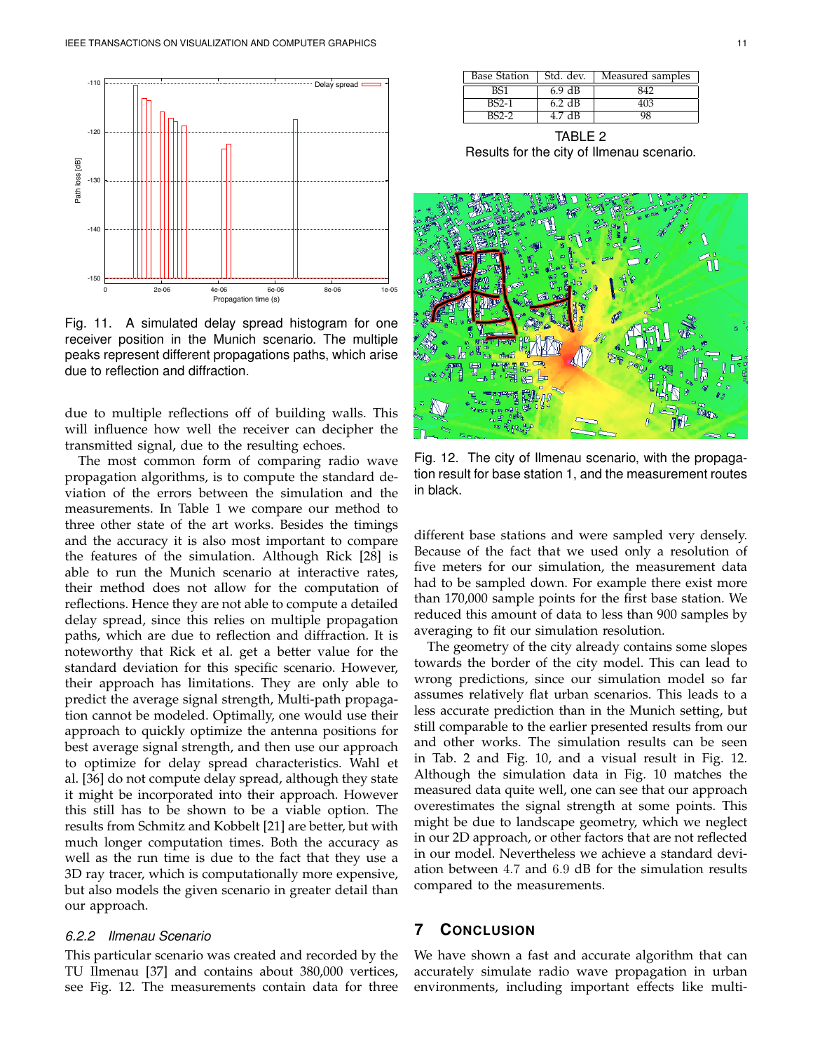Fig. 11. A simulated delay spread histogram for one receiver position in the Munich scenario. The multiple peaks represent different propagations paths, which arise due to reflection and diffraction.

due to multiple reflections off of building walls. This will influence how well the receiver can decipher the transmitted signal, due to the resulting echoes.

The most common form of comparing radio wave propagation algorithms, is to compute the standard deviation of the errors between the simulation and the measurements. In Table 1 we compare our method to three other state of the art works. Besides the timings and the accuracy it is also most important to compare the features of the simulation. Although Rick [28] is able to run the Munich scenario at interactive rates, their method does not allow for the computation of reflections. Hence they are not able to compute a detailed delay spread, since this relies on multiple propagation paths, which are due to reflection and diffraction. It is noteworthy that Rick et al. get a better value for the standard deviation for this specific scenario. However, their approach has limitations. They are only able to predict the average signal strength, Multi-path propagation cannot be modeled. Optimally, one would use their approach to quickly optimize the antenna positions for best average signal strength, and then use our approach to optimize for delay spread characteristics. Wahl et al. [36] do not compute delay spread, although they state it might be incorporated into their approach. However this still has to be shown to be a viable option. The results from Schmitz and Kobbelt [21] are better, but with much longer computation times. Both the accuracy as well as the run time is due to the fact that they use a 3D ray tracer, which is computationally more expensive, but also models the given scenario in greater detail than our approach.

#### 6.2.2 Ilmenau Scenario

This particular scenario was created and recorded by the TU Ilmenau [37] and contains about 380,000 vertices, see Fig. 12. The measurements contain data for three different base stations and were sampled very densely. Because of the fact that we used only a resolution of five meters for our simulation, the measurement data had to be sampled down. For example there exist more than 170,000 sample points for the first base station. We reduced this amount of data to less than 900 samples by averaging to fit our simulation resolution.

| Base Station | Std. dev. | Measured samples |
|---|---|---|
| BS1 | 6.9 dB | 842 |
| BS2-1 | 6.2 dB | 403 |
| BS2-2 | 4.7 dB | 98 |

TABLE 2
Results for the city of Ilmenau scenario.

Fig. 12. The city of Ilmenau scenario, with the propagation result for base station 1, and the measurement routes in black.

The geometry of the city already contains some slopes towards the border of the city model. This can lead to wrong predictions, since our simulation model so far assumes relatively flat urban scenarios. This leads to a less accurate prediction than in the Munich setting, but still comparable to the earlier presented results from our and other works. The simulation results can be seen in Tab. 2 and Fig. 10, and a visual result in Fig. 12. Although the simulation data in Fig. 10 matches the measured data quite well, one can see that our approach overestimates the signal strength at some points. This might be due to landscape geometry, which we neglect in our 2D approach, or other factors that are not reflected in our model. Nevertheless we achieve a standard deviation between 4.7 and 6.9 dB for the simulation results compared to the measurements.

## 7 Conclusion

We have shown a fast and accurate algorithm that can accurately simulate radio wave propagation in urban environments, including important effects like multi-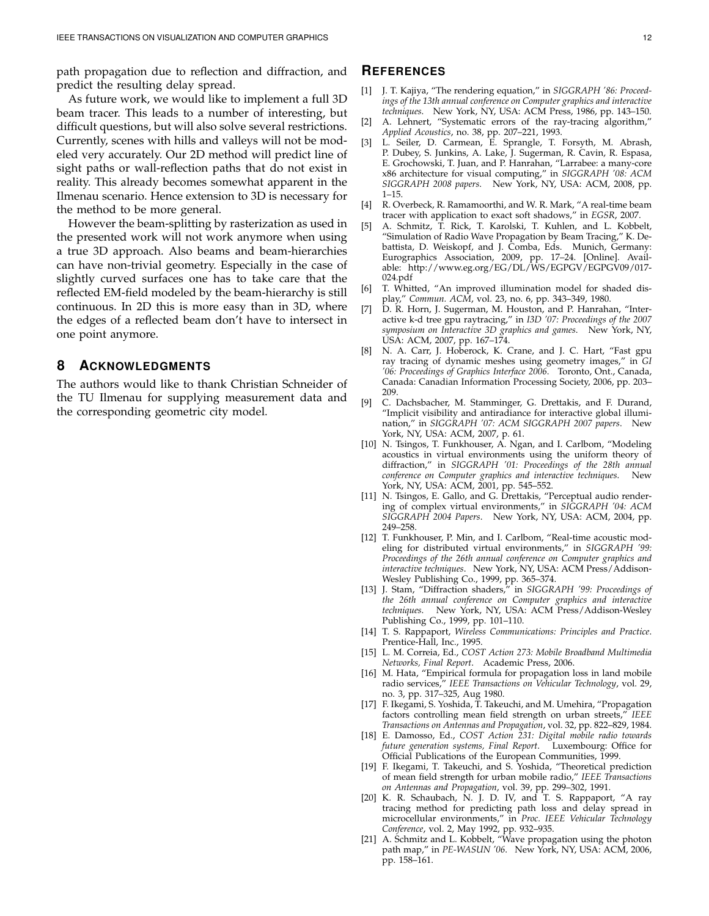path propagation due to reflection and diffraction, and predict the resulting delay spread.

As future work, we would like to implement a full 3D beam tracer. This leads to a number of interesting, but difficult questions, but will also solve several restrictions. Currently, scenes with hills and valleys will not be modeled very accurately. Our 2D method will predict line of sight paths or wall-reflection paths that do not exist in reality. This already becomes somewhat apparent in the Ilmenau scenario. Hence extension to 3D is necessary for the method to be more general.

However the beam-splitting by rasterization as used in the presented work will not work anymore when using a true 3D approach. Also beams and beam-hierarchies can have non-trivial geometry. Especially in the case of slightly curved surfaces one has to take care that the reflected EM-field modeled by the beam-hierarchy is still continuous. In 2D this is more easy than in 3D, where the edges of a reflected beam don't have to intersect in one point anymore.

## 8 Acknowledgments

The authors would like to thank Christian Schneider of the TU Ilmenau for supplying measurement data and the corresponding geometric city model.

## References

[1] J. T. Kajiya, "The rendering equation," in *SIGGRAPH '86: Proceedings of the 13th annual conference on Computer graphics and interactive techniques*. New York, NY, USA: ACM Press, 1986, pp. 143–150.

[2] A. Lehnert, "Systematic errors of the ray-tracing algorithm," *Applied Acoustics*, no. 38, pp. 207–221, 1993.

[3] L. Seiler, D. Carmean, E. Sprangle, T. Forsyth, M. Abrash, P. Dubey, S. Junkins, A. Lake, J. Sugerman, R. Cavin, R. Espasa, E. Grochowski, T. Juan, and P. Hanrahan, "Larrabee: a many-core x86 architecture for visual computing," in *SIGGRAPH '08: ACM SIGGRAPH 2008 papers*. New York, NY, USA: ACM, 2008, pp. 1–15.

[4] R. Overbeck, R. Ramamoorthi, and W. R. Mark, "A real-time beam tracer with application to exact soft shadows," in *EGSR*, 2007.

[5] A. Schmitz, T. Rick, T. Karolski, T. Kuhlen, and L. Kobbelt, "Simulation of Radio Wave Propagation by Beam Tracing," K. Debattista, D. Weiskopf, and J. Comba, Eds. Munich, Germany: Eurographics Association, 2009, pp. 17–24. [Online]. Available: http://www.eg.org/EG/DL/WS/EGPGV/EGPGV09/017-024.pdf

[6] T. Whitted, "An improved illumination model for shaded display," *Commun. ACM*, vol. 23, no. 6, pp. 343–349, 1980.

[7] D. R. Horn, J. Sugerman, M. Houston, and P. Hanrahan, "Interactive k-d tree gpu raytracing," in *I3D '07: Proceedings of the 2007 symposium on Interactive 3D graphics and games*. New York, NY, USA: ACM, 2007, pp. 167–174.

[8] N. A. Carr, J. Hoberock, K. Crane, and J. C. Hart, "Fast gpu ray tracing of dynamic meshes using geometry images," in *GI '06: Proceedings of Graphics Interface 2006*. Toronto, Ont., Canada, Canada: Canadian Information Processing Society, 2006, pp. 203–209.

[9] C. Dachsbacher, M. Stamminger, G. Drettakis, and F. Durand, "Implicit visibility and antiradiance for interactive global illumination," in *SIGGRAPH '07: ACM SIGGRAPH 2007 papers*. New York, NY, USA: ACM, 2007, p. 61.

[10] N. Tsingos, T. Funkhouser, A. Ngan, and I. Carlbom, "Modeling acoustics in virtual environments using the uniform theory of diffraction," in *SIGGRAPH '01: Proceedings of the 28th annual conference on Computer graphics and interactive techniques*. New York, NY, USA: ACM, 2001, pp. 545–552.

[11] N. Tsingos, E. Gallo, and G. Drettakis, "Perceptual audio rendering of complex virtual environments," in *SIGGRAPH '04: ACM SIGGRAPH 2004 Papers*. New York, NY, USA: ACM, 2004, pp. 249–258.

[12] T. Funkhouser, P. Min, and I. Carlbom, "Real-time acoustic modeling for distributed virtual environments," in *SIGGRAPH '99: Proceedings of the 26th annual conference on Computer graphics and interactive techniques*. New York, NY, USA: ACM Press/Addison-Wesley Publishing Co., 1999, pp. 365–374.

[13] J. Stam, "Diffraction shaders," in *SIGGRAPH '99: Proceedings of the 26th annual conference on Computer graphics and interactive techniques*. New York, NY, USA: ACM Press/Addison-Wesley Publishing Co., 1999, pp. 101–110.

[14] T. S. Rappaport, *Wireless Communications: Principles and Practice*. Prentice-Hall, Inc., 1995.

[15] L. M. Correia, Ed., *COST Action 273: Mobile Broadband Multimedia Networks, Final Report*. Academic Press, 2006.

[16] M. Hata, "Empirical formula for propagation loss in land mobile radio services," *IEEE Transactions on Vehicular Technology*, vol. 29, no. 3, pp. 317–325, Aug 1980.

[17] F. Ikegami, S. Yoshida, T. Takeuchi, and M. Umehira, "Propagation factors controlling mean field strength on urban streets," *IEEE Transactions on Antennas and Propagation*, vol. 32, pp. 822–829, 1984.

[18] E. Damosso, Ed., *COST Action 231: Digital mobile radio towards future generation systems, Final Report*. Luxembourg: Office for Official Publications of the European Communities, 1999.

[19] F. Ikegami, T. Takeuchi, and S. Yoshida, "Theoretical prediction of mean field strength for urban mobile radio," *IEEE Transactions on Antennas and Propagation*, vol. 39, pp. 299–302, 1991.

[20] K. R. Schaubach, N. J. D. IV, and T. S. Rappaport, "A ray tracing method for predicting path loss and delay spread in microcellular environments," in *Proc. IEEE Vehicular Technology Conference*, vol. 2, May 1992, pp. 932–935.

[21] A. Schmitz and L. Kobbelt, "Wave propagation using the photon path map," in *PE-WASUN '06*. New York, NY, USA: ACM, 2006, pp. 158–161.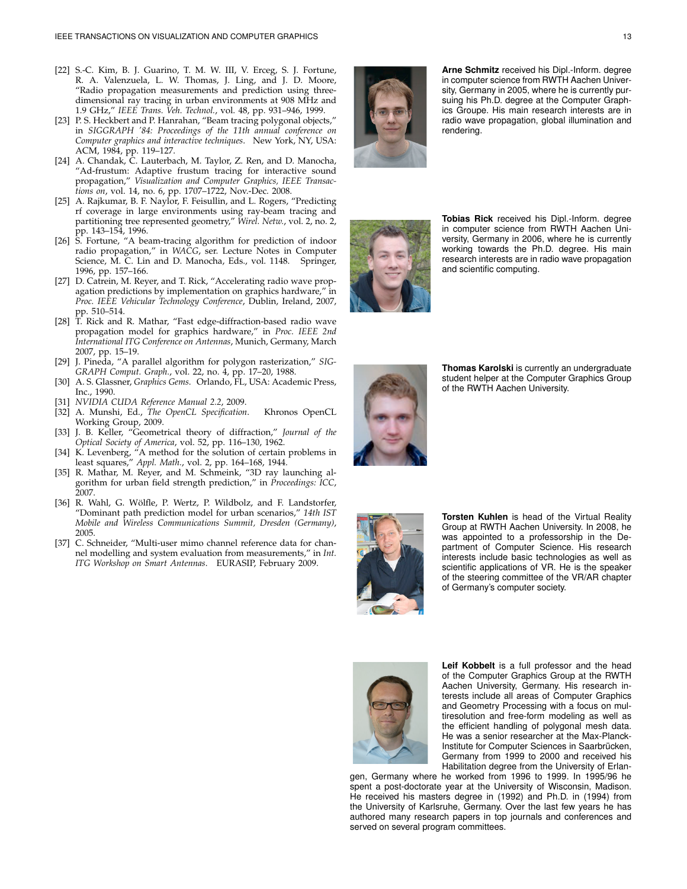[22] S.-C. Kim, B. J. Guarino, T. M. W. III, V. Erceg, S. J. Fortune, R. A. Valenzuela, L. W. Thomas, J. Ling, and J. D. Moore, "Radio propagation measurements and prediction using three-dimensional ray tracing in urban environments at 908 MHz and 1.9 GHz," *IEEE Trans. Veh. Technol.*, vol. 48, pp. 931–946, 1999.

[23] P. S. Heckbert and P. Hanrahan, "Beam tracing polygonal objects," in *SIGGRAPH '84: Proceedings of the 11th annual conference on Computer graphics and interactive techniques*. New York, NY, USA: ACM, 1984, pp. 119–127.

[24] A. Chandak, C. Lauterbach, M. Taylor, Z. Ren, and D. Manocha, "Ad-frustum: Adaptive frustum tracing for interactive sound propagation," *Visualization and Computer Graphics, IEEE Transactions on*, vol. 14, no. 6, pp. 1707–1722, Nov.-Dec. 2008.

[25] A. Rajkumar, B. F. Naylor, F. Feisullin, and L. Rogers, "Predicting rf coverage in large environments using ray-beam tracing and partitioning tree represented geometry," *Wirel. Netw.*, vol. 2, no. 2, pp. 143–154, 1996.

[26] S. Fortune, "A beam-tracing algorithm for prediction of indoor radio propagation," in *WACG*, ser. Lecture Notes in Computer Science, M. C. Lin and D. Manocha, Eds., vol. 1148. Springer, 1996, pp. 157–166.

[27] D. Catrein, M. Reyer, and T. Rick, "Accelerating radio wave propagation predictions by implementation on graphics hardware," in *Proc. IEEE Vehicular Technology Conference*, Dublin, Ireland, 2007, pp. 510–514.

[28] T. Rick and R. Mathar, "Fast edge-diffraction-based radio wave propagation model for graphics hardware," in *Proc. IEEE 2nd International ITG Conference on Antennas*, Munich, Germany, March 2007, pp. 15–19.

[29] J. Pineda, "A parallel algorithm for polygon rasterization," *SIGGRAPH Comput. Graph.*, vol. 22, no. 4, pp. 17–20, 1988.

[30] A. S. Glassner, *Graphics Gems*. Orlando, FL, USA: Academic Press, Inc., 1990.

[31] *NVIDIA CUDA Reference Manual 2.2*, 2009.

[32] A. Munshi, Ed., *The OpenCL Specification*. Khronos OpenCL Working Group, 2009.

[33] J. B. Keller, "Geometrical theory of diffraction," *Journal of the Optical Society of America*, vol. 52, pp. 116–130, 1962.

[34] K. Levenberg, "A method for the solution of certain problems in least squares," *Appl. Math.*, vol. 2, pp. 164–168, 1944.

[35] R. Mathar, M. Reyer, and M. Schmeink, "3D ray launching algorithm for urban field strength prediction," in *Proceedings: ICC*, 2007.

[36] R. Wahl, G. Wölfle, P. Wertz, P. Wildbolz, and F. Landstorfer, "Dominant path prediction model for urban scenarios," *14th IST Mobile and Wireless Communications Summit, Dresden (Germany)*, 2005.

[37] C. Schneider, "Multi-user mimo channel reference data for channel modelling and system evaluation from measurements," in *Int. ITG Workshop on Smart Antennas*. EURASIP, February 2009.

**Arne Schmitz** received his Dipl.-Inform. degree in computer science from RWTH Aachen University, Germany in 2005, where he is currently pursuing his Ph.D. degree at the Computer Graphics Groupe. His main research interests are in radio wave propagation, global illumination and rendering.

**Tobias Rick** received his Dipl.-Inform. degree in computer science from RWTH Aachen University, Germany in 2006, where he is currently working towards the Ph.D. degree. His main research interests are in radio wave propagation and scientific computing.

**Thomas Karolski** is currently an undergraduate student helper at the Computer Graphics Group of the RWTH Aachen University.

**Torsten Kuhlen** is head of the Virtual Reality Group at RWTH Aachen University. In 2008, he was appointed to a professorship in the Department of Computer Science. His research interests include basic technologies as well as scientific applications of VR. He is the speaker of the steering committee of the VR/AR chapter of Germany's computer society.

**Leif Kobbelt** is a full professor and the head of the Computer Graphics Group at the RWTH Aachen University, Germany. His research interests include all areas of Computer Graphics and Geometry Processing with a focus on multiresolution and free-form modeling as well as the efficient handling of polygonal mesh data. He was a senior researcher at the Max-Planck-Institute for Computer Sciences in Saarbrücken, Germany from 1999 to 2000 and received his Habilitation degree from the University of Erlangen, Germany where he worked from 1996 to 1999. In 1995/96 he spent a post-doctorate year at the University of Wisconsin, Madison. He received his masters degree in (1992) and Ph.D. in (1994) from the University of Karlsruhe, Germany. Over the last few years he has authored many research papers in top journals and conferences and served on several program committees.